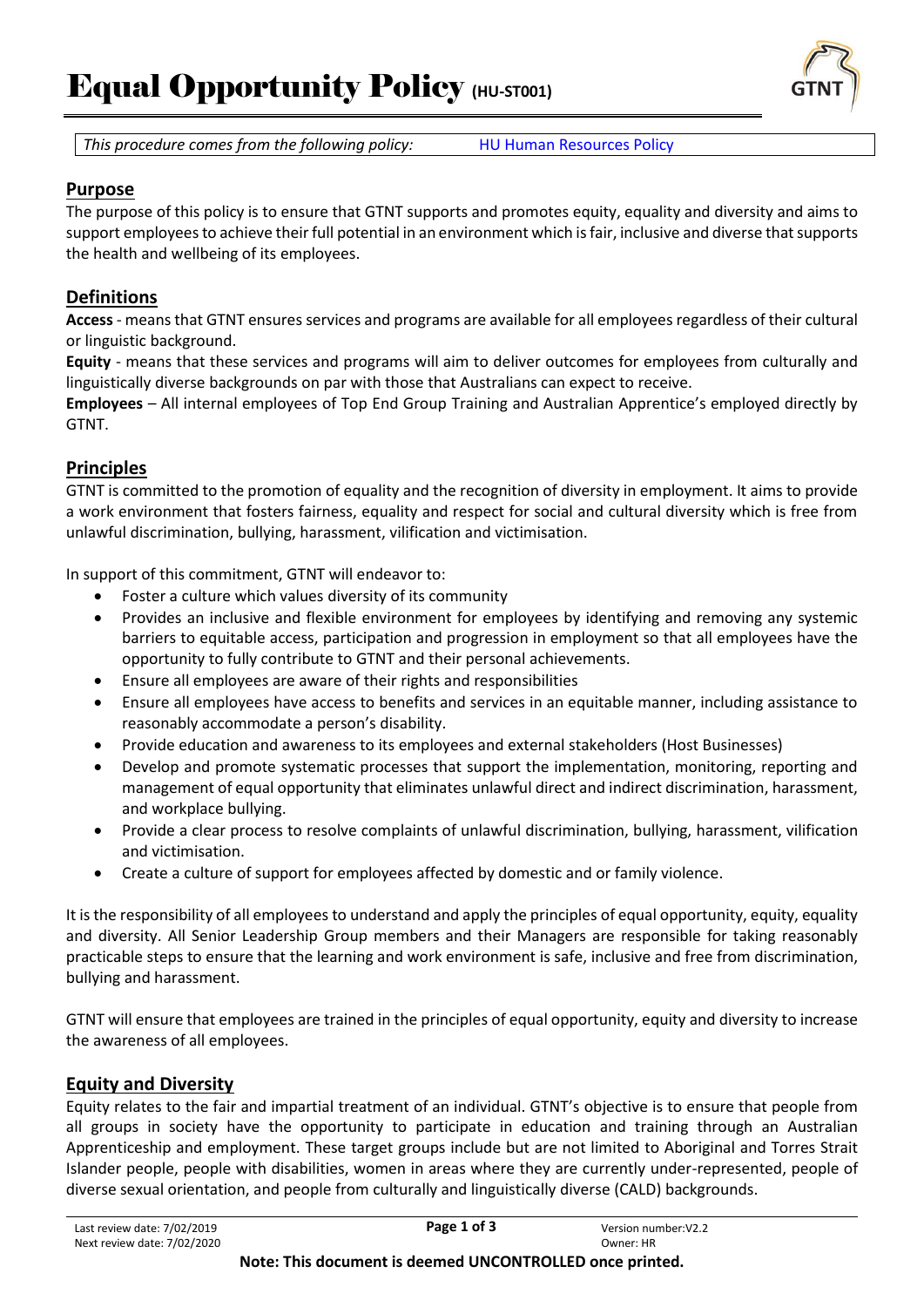# Equal Opportunity Policy (HU-ST001)

| *This procedure comes from the following policy:* | HU Human Resources Policy |
|---|---|

## Purpose

The purpose of this policy is to ensure that GTNT supports and promotes equity, equality and diversity and aims to support employees to achieve their full potential in an environment which is fair, inclusive and diverse that supports the health and wellbeing of its employees.

## Definitions

**Access** - means that GTNT ensures services and programs are available for all employees regardless of their cultural or linguistic background.

**Equity** - means that these services and programs will aim to deliver outcomes for employees from culturally and linguistically diverse backgrounds on par with those that Australians can expect to receive.

**Employees** – All internal employees of Top End Group Training and Australian Apprentice's employed directly by GTNT.

## Principles

GTNT is committed to the promotion of equality and the recognition of diversity in employment. It aims to provide a work environment that fosters fairness, equality and respect for social and cultural diversity which is free from unlawful discrimination, bullying, harassment, vilification and victimisation.

In support of this commitment, GTNT will endeavor to:

- Foster a culture which values diversity of its community
- Provides an inclusive and flexible environment for employees by identifying and removing any systemic barriers to equitable access, participation and progression in employment so that all employees have the opportunity to fully contribute to GTNT and their personal achievements.
- Ensure all employees are aware of their rights and responsibilities
- Ensure all employees have access to benefits and services in an equitable manner, including assistance to reasonably accommodate a person's disability.
- Provide education and awareness to its employees and external stakeholders (Host Businesses)
- Develop and promote systematic processes that support the implementation, monitoring, reporting and management of equal opportunity that eliminates unlawful direct and indirect discrimination, harassment, and workplace bullying.
- Provide a clear process to resolve complaints of unlawful discrimination, bullying, harassment, vilification and victimisation.
- Create a culture of support for employees affected by domestic and or family violence.

It is the responsibility of all employees to understand and apply the principles of equal opportunity, equity, equality and diversity. All Senior Leadership Group members and their Managers are responsible for taking reasonably practicable steps to ensure that the learning and work environment is safe, inclusive and free from discrimination, bullying and harassment.

GTNT will ensure that employees are trained in the principles of equal opportunity, equity and diversity to increase the awareness of all employees.

## Equity and Diversity

Equity relates to the fair and impartial treatment of an individual. GTNT's objective is to ensure that people from all groups in society have the opportunity to participate in education and training through an Australian Apprenticeship and employment. These target groups include but are not limited to Aboriginal and Torres Strait Islander people, people with disabilities, women in areas where they are currently under-represented, people of diverse sexual orientation, and people from culturally and linguistically diverse (CALD) backgrounds.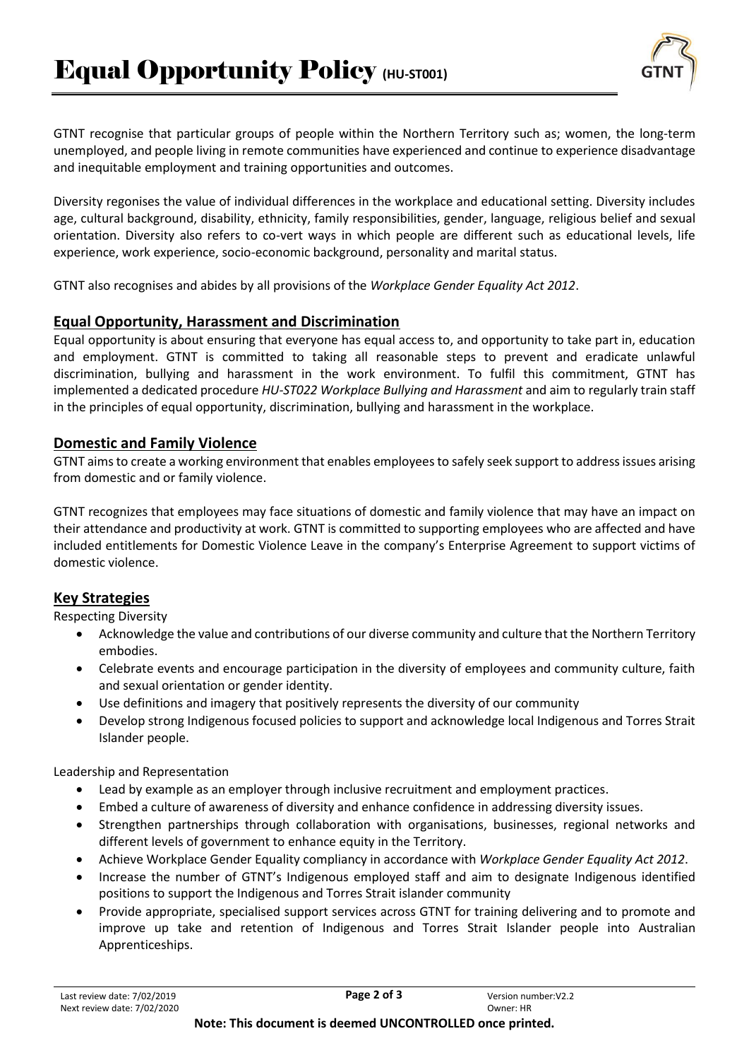# Equal Opportunity Policy (HU-ST001)

GTNT recognise that particular groups of people within the Northern Territory such as; women, the long-term unemployed, and people living in remote communities have experienced and continue to experience disadvantage and inequitable employment and training opportunities and outcomes.

Diversity regonises the value of individual differences in the workplace and educational setting. Diversity includes age, cultural background, disability, ethnicity, family responsibilities, gender, language, religious belief and sexual orientation. Diversity also refers to co-vert ways in which people are different such as educational levels, life experience, work experience, socio-economic background, personality and marital status.

GTNT also recognises and abides by all provisions of the *Workplace Gender Equality Act 2012*.

## Equal Opportunity, Harassment and Discrimination

Equal opportunity is about ensuring that everyone has equal access to, and opportunity to take part in, education and employment. GTNT is committed to taking all reasonable steps to prevent and eradicate unlawful discrimination, bullying and harassment in the work environment. To fulfil this commitment, GTNT has implemented a dedicated procedure *HU-ST022 Workplace Bullying and Harassment* and aim to regularly train staff in the principles of equal opportunity, discrimination, bullying and harassment in the workplace.

## Domestic and Family Violence

GTNT aims to create a working environment that enables employees to safely seek support to address issues arising from domestic and or family violence.

GTNT recognizes that employees may face situations of domestic and family violence that may have an impact on their attendance and productivity at work. GTNT is committed to supporting employees who are affected and have included entitlements for Domestic Violence Leave in the company's Enterprise Agreement to support victims of domestic violence.

## Key Strategies

Respecting Diversity

- Acknowledge the value and contributions of our diverse community and culture that the Northern Territory embodies.
- Celebrate events and encourage participation in the diversity of employees and community culture, faith and sexual orientation or gender identity.
- Use definitions and imagery that positively represents the diversity of our community
- Develop strong Indigenous focused policies to support and acknowledge local Indigenous and Torres Strait Islander people.

Leadership and Representation

- Lead by example as an employer through inclusive recruitment and employment practices.
- Embed a culture of awareness of diversity and enhance confidence in addressing diversity issues.
- Strengthen partnerships through collaboration with organisations, businesses, regional networks and different levels of government to enhance equity in the Territory.
- Achieve Workplace Gender Equality compliancy in accordance with *Workplace Gender Equality Act 2012*.
- Increase the number of GTNT's Indigenous employed staff and aim to designate Indigenous identified positions to support the Indigenous and Torres Strait islander community
- Provide appropriate, specialised support services across GTNT for training delivering and to promote and improve up take and retention of Indigenous and Torres Strait Islander people into Australian Apprenticeships.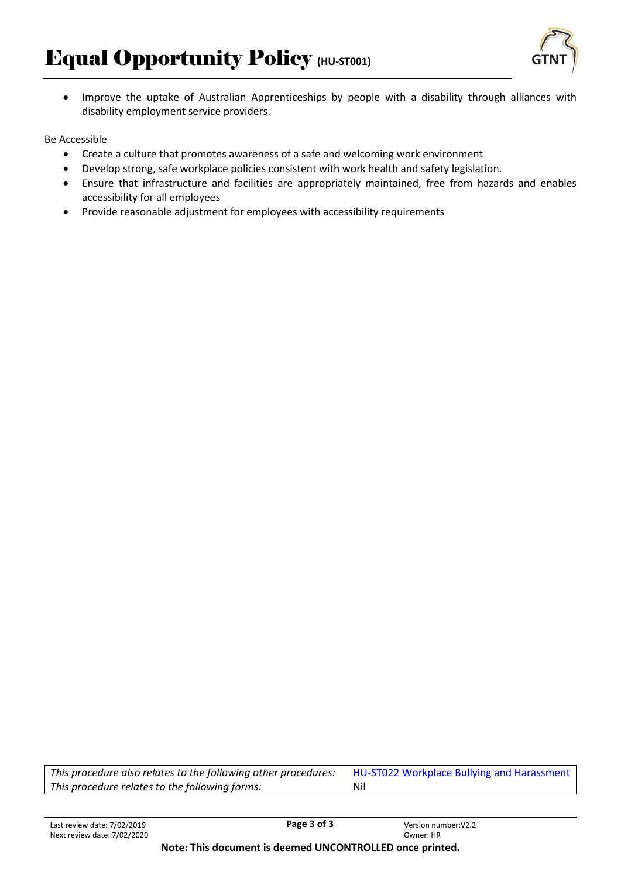- Improve the uptake of Australian Apprenticeships by people with a disability through alliances with disability employment service providers.

Be Accessible

- Create a culture that promotes awareness of a safe and welcoming work environment
- Develop strong, safe workplace policies consistent with work health and safety legislation.
- Ensure that infrastructure and facilities are appropriately maintained, free from hazards and enables accessibility for all employees
- Provide reasonable adjustment for employees with accessibility requirements

| | |
|---|---|
| *This procedure also relates to the following other procedures:* | HU-ST022 Workplace Bullying and Harassment |
| *This procedure relates to the following forms:* | Nil |